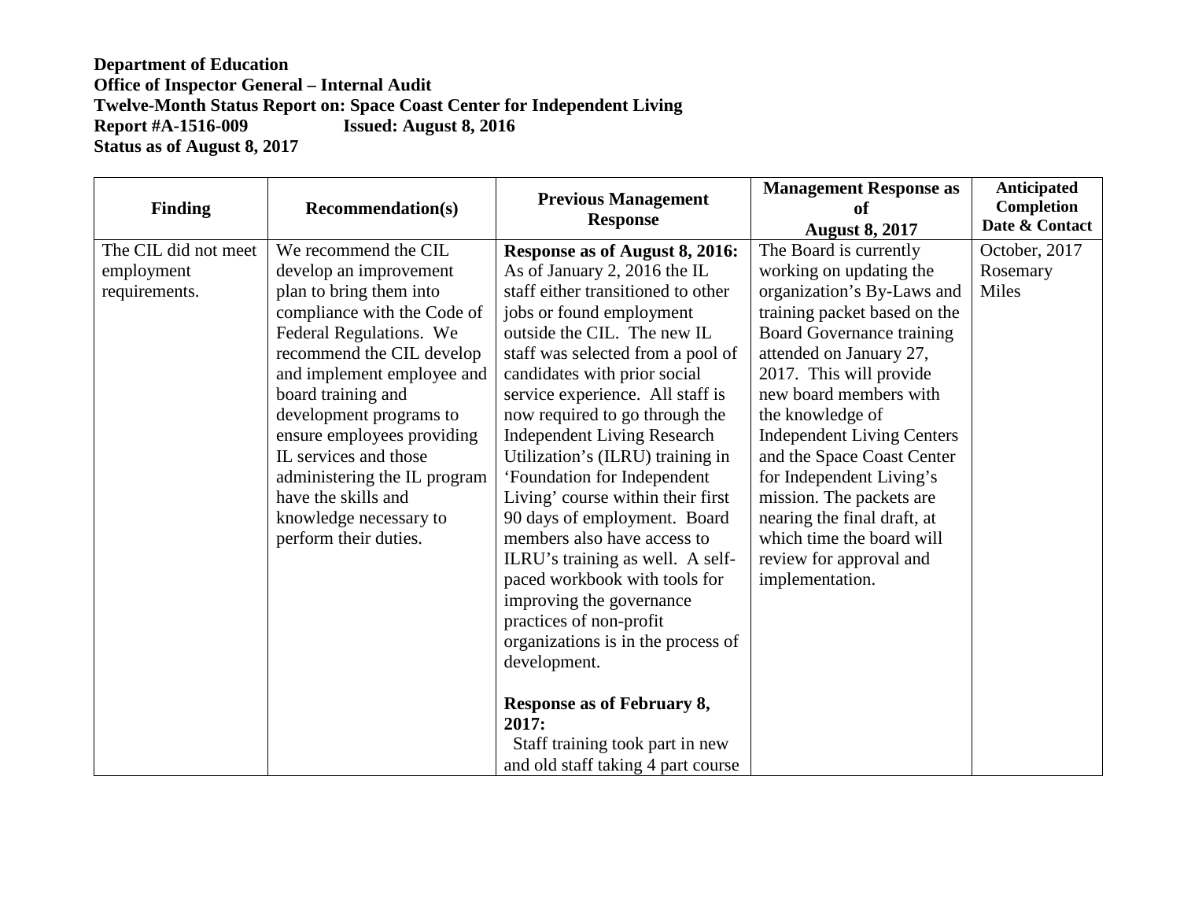**Department of Education**
**Office of Inspector General – Internal Audit**
**Twelve-Month Status Report on: Space Coast Center for Independent Living**
**Report #A-1516-009 Issued: August 8, 2016**
**Status as of August 8, 2017**

| Finding | Recommendation(s) | Previous Management Response | Management Response as of August 8, 2017 | Anticipated Completion Date & Contact |
|---|---|---|---|---|
| The CIL did not meet employment requirements. | We recommend the CIL develop an improvement plan to bring them into compliance with the Code of Federal Regulations. We recommend the CIL develop and implement employee and board training and development programs to ensure employees providing IL services and those administering the IL program have the skills and knowledge necessary to perform their duties. | **Response as of August 8, 2016:** As of January 2, 2016 the IL staff either transitioned to other jobs or found employment outside the CIL. The new IL staff was selected from a pool of candidates with prior social service experience. All staff is now required to go through the Independent Living Research Utilization's (ILRU) training in 'Foundation for Independent Living' course within their first 90 days of employment. Board members also have access to ILRU's training as well. A self-paced workbook with tools for improving the governance practices of non-profit organizations is in the process of development.<br><br>**Response as of February 8, 2017:** Staff training took part in new and old staff taking 4 part course | The Board is currently working on updating the organization's By-Laws and training packet based on the Board Governance training attended on January 27, 2017. This will provide new board members with the knowledge of Independent Living Centers and the Space Coast Center for Independent Living's mission. The packets are nearing the final draft, at which time the board will review for approval and implementation. | October, 2017 Rosemary Miles |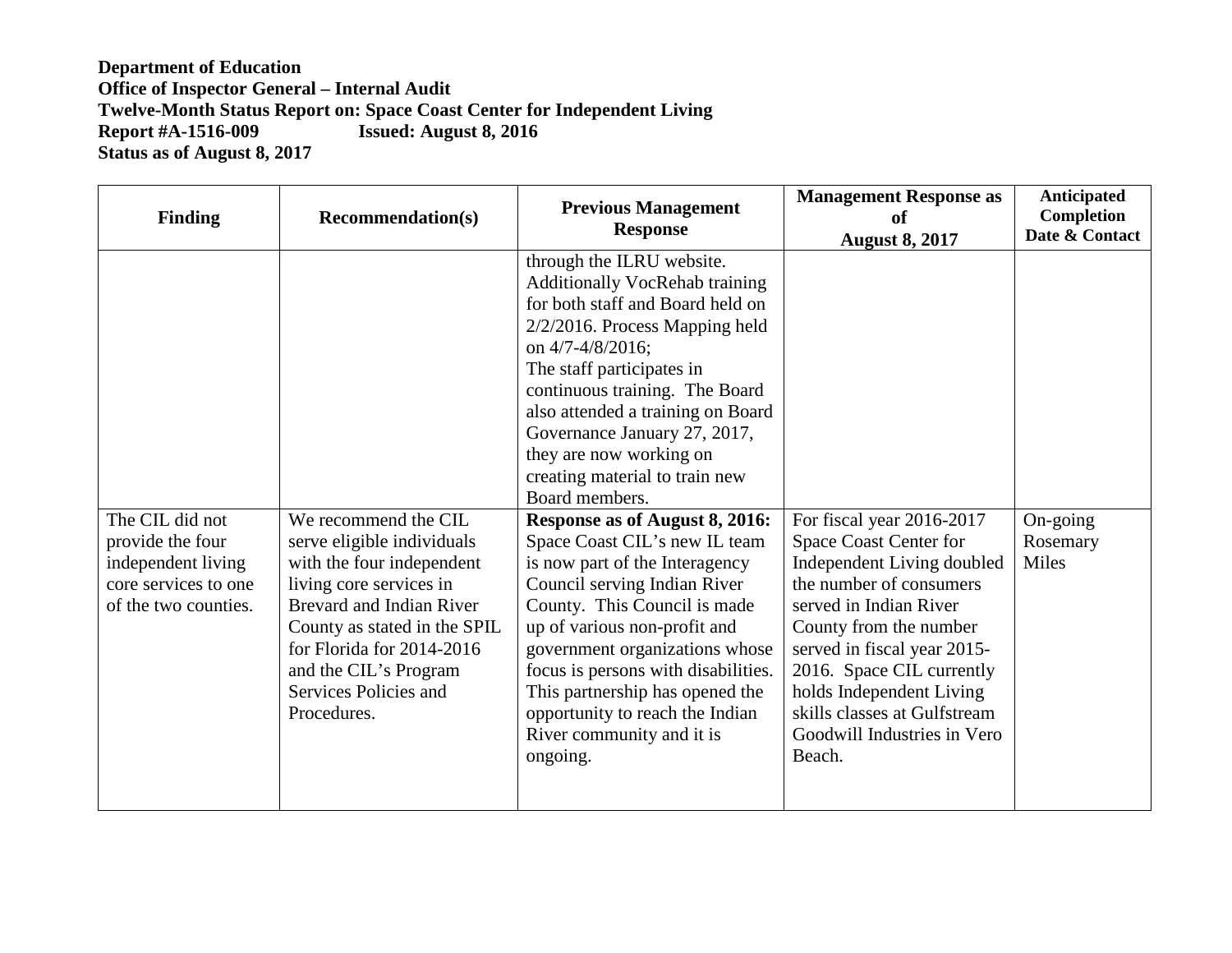**Department of Education**
**Office of Inspector General – Internal Audit**
**Twelve-Month Status Report on: Space Coast Center for Independent Living**
**Report #A-1516-009 Issued: August 8, 2016**
**Status as of August 8, 2017**

| Finding | Recommendation(s) | Previous Management Response | Management Response as of August 8, 2017 | Anticipated Completion Date & Contact |
|---|---|---|---|---|
| | | through the ILRU website. Additionally VocRehab training for both staff and Board held on 2/2/2016. Process Mapping held on 4/7-4/8/2016; The staff participates in continuous training. The Board also attended a training on Board Governance January 27, 2017, they are now working on creating material to train new Board members. | | |
| The CIL did not provide the four independent living core services to one of the two counties. | We recommend the CIL serve eligible individuals with the four independent living core services in Brevard and Indian River County as stated in the SPIL for Florida for 2014-2016 and the CIL's Program Services Policies and Procedures. | **Response as of August 8, 2016:** Space Coast CIL's new IL team is now part of the Interagency Council serving Indian River County. This Council is made up of various non-profit and government organizations whose focus is persons with disabilities. This partnership has opened the opportunity to reach the Indian River community and it is ongoing. | For fiscal year 2016-2017 Space Coast Center for Independent Living doubled the number of consumers served in Indian River County from the number served in fiscal year 2015-2016. Space CIL currently holds Independent Living skills classes at Gulfstream Goodwill Industries in Vero Beach. | On-going Rosemary Miles |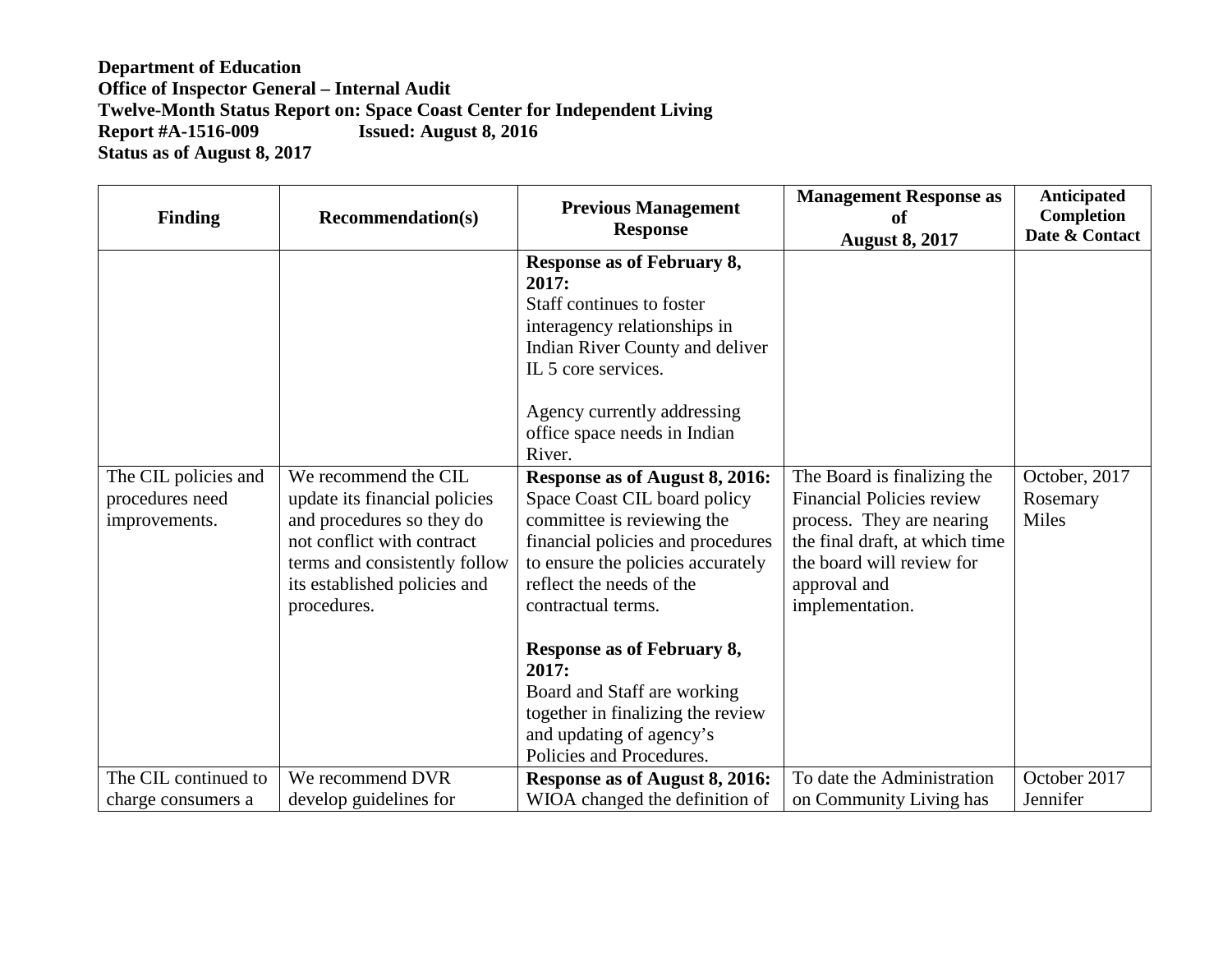**Department of Education**
**Office of Inspector General – Internal Audit**
**Twelve-Month Status Report on: Space Coast Center for Independent Living**
**Report #A-1516-009 Issued: August 8, 2016**
**Status as of August 8, 2017**

| Finding | Recommendation(s) | Previous Management Response | Management Response as of August 8, 2017 | Anticipated Completion Date & Contact |
|---|---|---|---|---|
| | | **Response as of February 8, 2017:** Staff continues to foster interagency relationships in Indian River County and deliver IL 5 core services.<br><br>Agency currently addressing office space needs in Indian River. | | |
| The CIL policies and procedures need improvements. | We recommend the CIL update its financial policies and procedures so they do not conflict with contract terms and consistently follow its established policies and procedures. | **Response as of August 8, 2016:** Space Coast CIL board policy committee is reviewing the financial policies and procedures to ensure the policies accurately reflect the needs of the contractual terms.<br><br>**Response as of February 8, 2017:** Board and Staff are working together in finalizing the review and updating of agency's Policies and Procedures. | The Board is finalizing the Financial Policies review process. They are nearing the final draft, at which time the board will review for approval and implementation. | October, 2017 Rosemary Miles |
| The CIL continued to charge consumers a | We recommend DVR develop guidelines for | **Response as of August 8, 2016:** WIOA changed the definition of | To date the Administration on Community Living has | October 2017 Jennifer |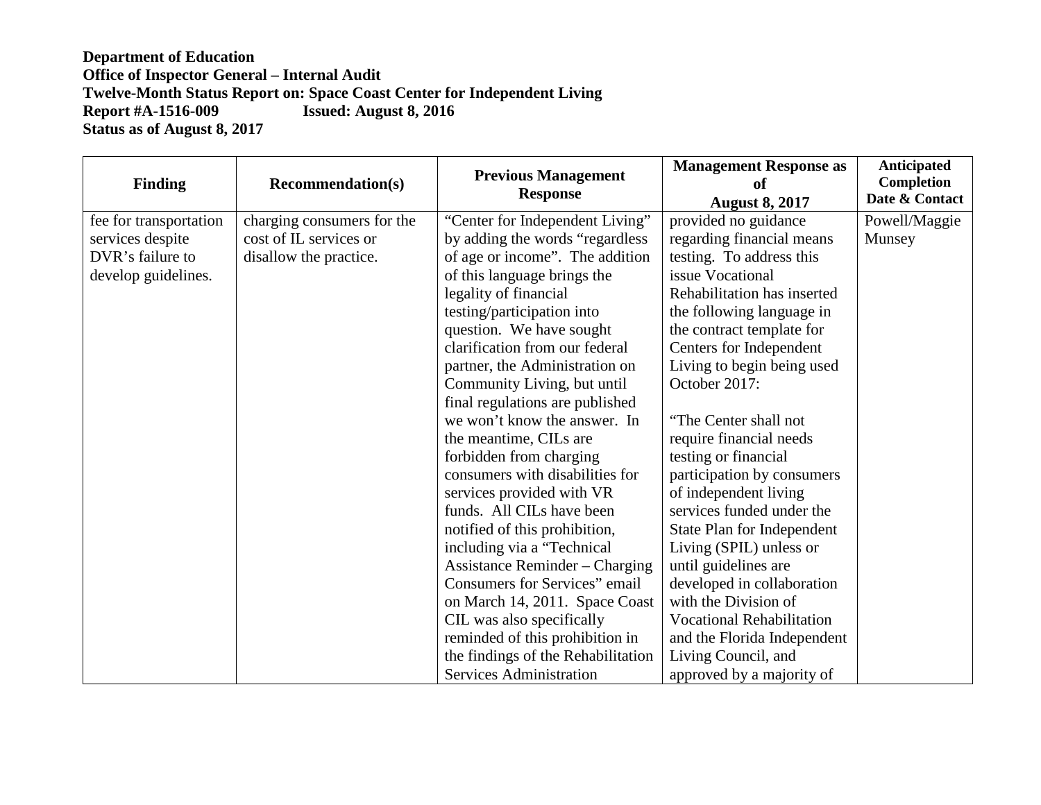**Department of Education**
**Office of Inspector General – Internal Audit**
**Twelve-Month Status Report on: Space Coast Center for Independent Living**
**Report #A-1516-009 Issued: August 8, 2016**
**Status as of August 8, 2017**

| Finding | Recommendation(s) | Previous Management Response | Management Response as of August 8, 2017 | Anticipated Completion Date & Contact |
|---|---|---|---|---|
| fee for transportation services despite DVR's failure to develop guidelines. | charging consumers for the cost of IL services or disallow the practice. | "Center for Independent Living" by adding the words "regardless of age or income". The addition of this language brings the legality of financial testing/participation into question. We have sought clarification from our federal partner, the Administration on Community Living, but until final regulations are published we won't know the answer. In the meantime, CILs are forbidden from charging consumers with disabilities for services provided with VR funds. All CILs have been notified of this prohibition, including via a "Technical Assistance Reminder – Charging Consumers for Services" email on March 14, 2011. Space Coast CIL was also specifically reminded of this prohibition in the findings of the Rehabilitation Services Administration | provided no guidance regarding financial means testing. To address this issue Vocational Rehabilitation has inserted the following language in the contract template for Centers for Independent Living to begin being used October 2017:<br><br>"The Center shall not require financial needs testing or financial participation by consumers of independent living services funded under the State Plan for Independent Living (SPIL) unless or until guidelines are developed in collaboration with the Division of Vocational Rehabilitation and the Florida Independent Living Council, and approved by a majority of | Powell/Maggie Munsey |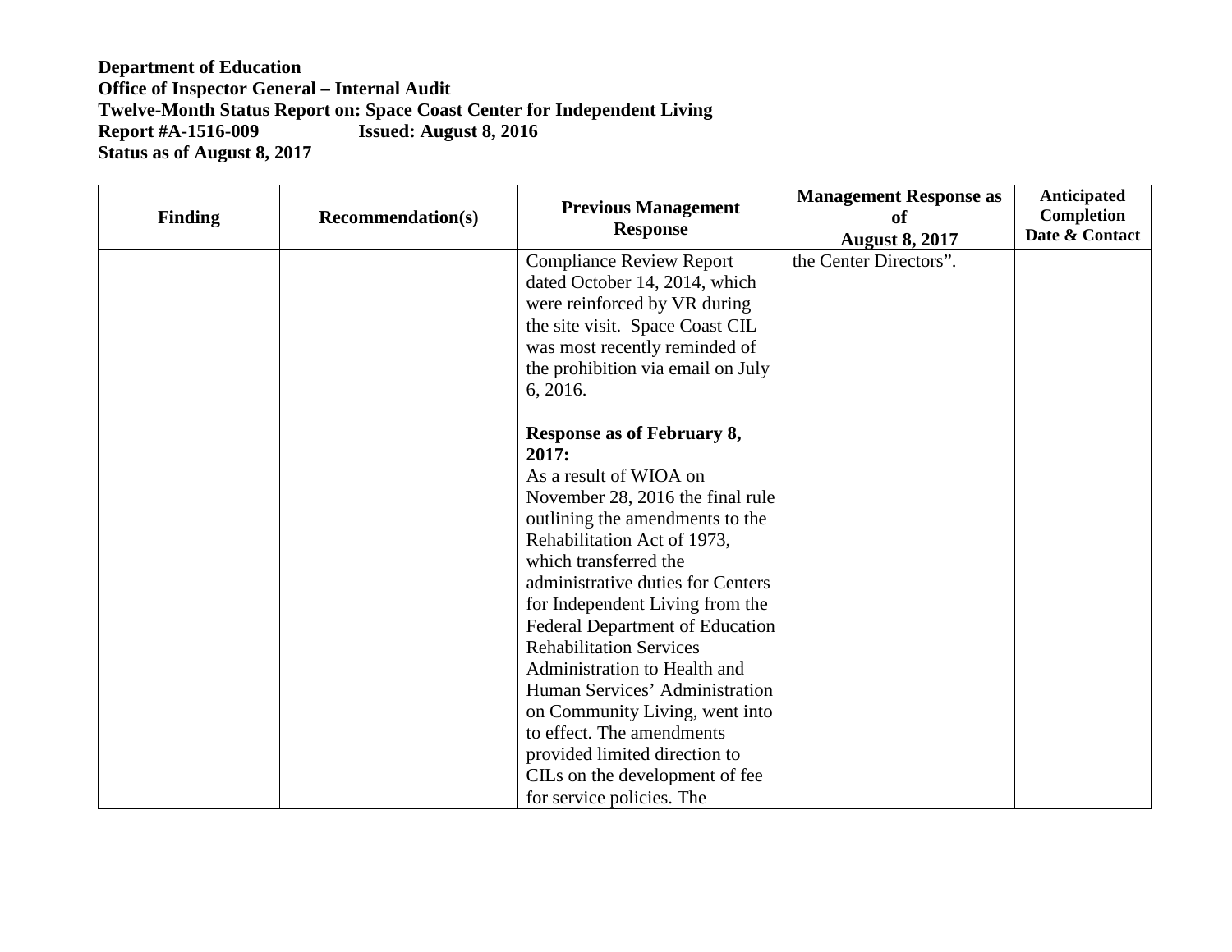**Department of Education**
**Office of Inspector General – Internal Audit**
**Twelve-Month Status Report on: Space Coast Center for Independent Living**
**Report #A-1516-009 Issued: August 8, 2016**
**Status as of August 8, 2017**

| Finding | Recommendation(s) | Previous Management Response | Management Response as of August 8, 2017 | Anticipated Completion Date & Contact |
|---|---|---|---|---|
| | | Compliance Review Report dated October 14, 2014, which were reinforced by VR during the site visit. Space Coast CIL was most recently reminded of the prohibition via email on July 6, 2016.<br><br>**Response as of February 8, 2017:**<br>As a result of WIOA on November 28, 2016 the final rule outlining the amendments to the Rehabilitation Act of 1973, which transferred the administrative duties for Centers for Independent Living from the Federal Department of Education Rehabilitation Services Administration to Health and Human Services' Administration on Community Living, went into to effect. The amendments provided limited direction to CILs on the development of fee for service policies. The | the Center Directors". | |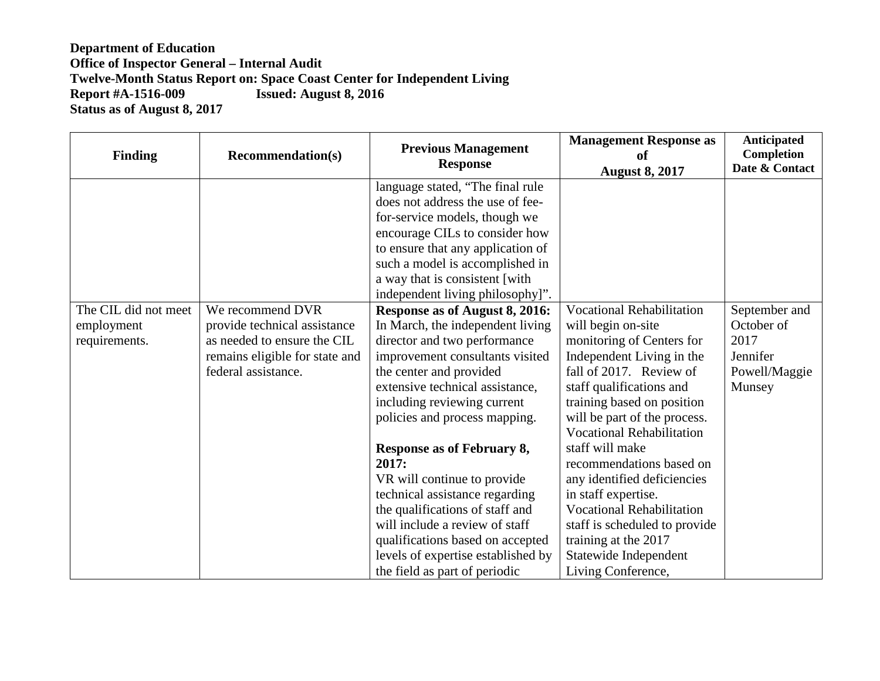**Department of Education**
**Office of Inspector General – Internal Audit**
**Twelve-Month Status Report on: Space Coast Center for Independent Living**
**Report #A-1516-009 Issued: August 8, 2016**
**Status as of August 8, 2017**

| Finding | Recommendation(s) | Previous Management Response | Management Response as of August 8, 2017 | Anticipated Completion Date & Contact |
|---|---|---|---|---|
| | | language stated, "The final rule does not address the use of fee-for-service models, though we encourage CILs to consider how to ensure that any application of such a model is accomplished in a way that is consistent [with independent living philosophy]". | | |
| The CIL did not meet employment requirements. | We recommend DVR provide technical assistance as needed to ensure the CIL remains eligible for state and federal assistance. | **Response as of August 8, 2016:** In March, the independent living director and two performance improvement consultants visited the center and provided extensive technical assistance, including reviewing current policies and process mapping.<br><br>**Response as of February 8, 2017:**<br>VR will continue to provide technical assistance regarding the qualifications of staff and will include a review of staff qualifications based on accepted levels of expertise established by the field as part of periodic | Vocational Rehabilitation will begin on-site monitoring of Centers for Independent Living in the fall of 2017. Review of staff qualifications and training based on position will be part of the process. Vocational Rehabilitation staff will make recommendations based on any identified deficiencies in staff expertise. Vocational Rehabilitation staff is scheduled to provide training at the 2017 Statewide Independent Living Conference, | September and October of 2017<br>Jennifer Powell/Maggie Munsey |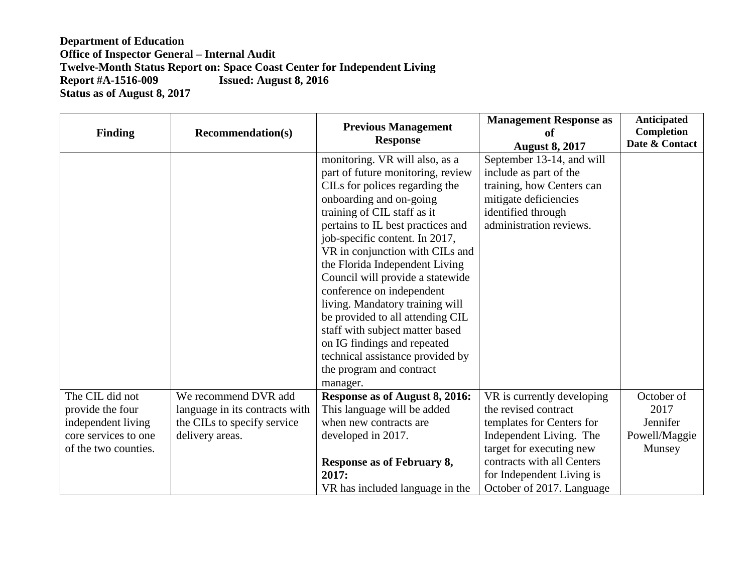**Department of Education**
**Office of Inspector General – Internal Audit**
**Twelve-Month Status Report on: Space Coast Center for Independent Living**
**Report #A-1516-009 Issued: August 8, 2016**
**Status as of August 8, 2017**

| Finding | Recommendation(s) | Previous Management Response | Management Response as of August 8, 2017 | Anticipated Completion Date & Contact |
|---|---|---|---|---|
| | | monitoring. VR will also, as a part of future monitoring, review CILs for polices regarding the onboarding and on-going training of CIL staff as it pertains to IL best practices and job-specific content. In 2017, VR in conjunction with CILs and the Florida Independent Living Council will provide a statewide conference on independent living. Mandatory training will be provided to all attending CIL staff with subject matter based on IG findings and repeated technical assistance provided by the program and contract manager. | September 13-14, and will include as part of the training, how Centers can mitigate deficiencies identified through administration reviews. | |
| The CIL did not provide the four independent living core services to one of the two counties. | We recommend DVR add language in its contracts with the CILs to specify service delivery areas. | **Response as of August 8, 2016:** This language will be added when new contracts are developed in 2017.<br><br>**Response as of February 8, 2017:**<br>VR has included language in the | VR is currently developing the revised contract templates for Centers for Independent Living. The target for executing new contracts with all Centers for Independent Living is October of 2017. Language | October of 2017 Jennifer Powell/Maggie Munsey |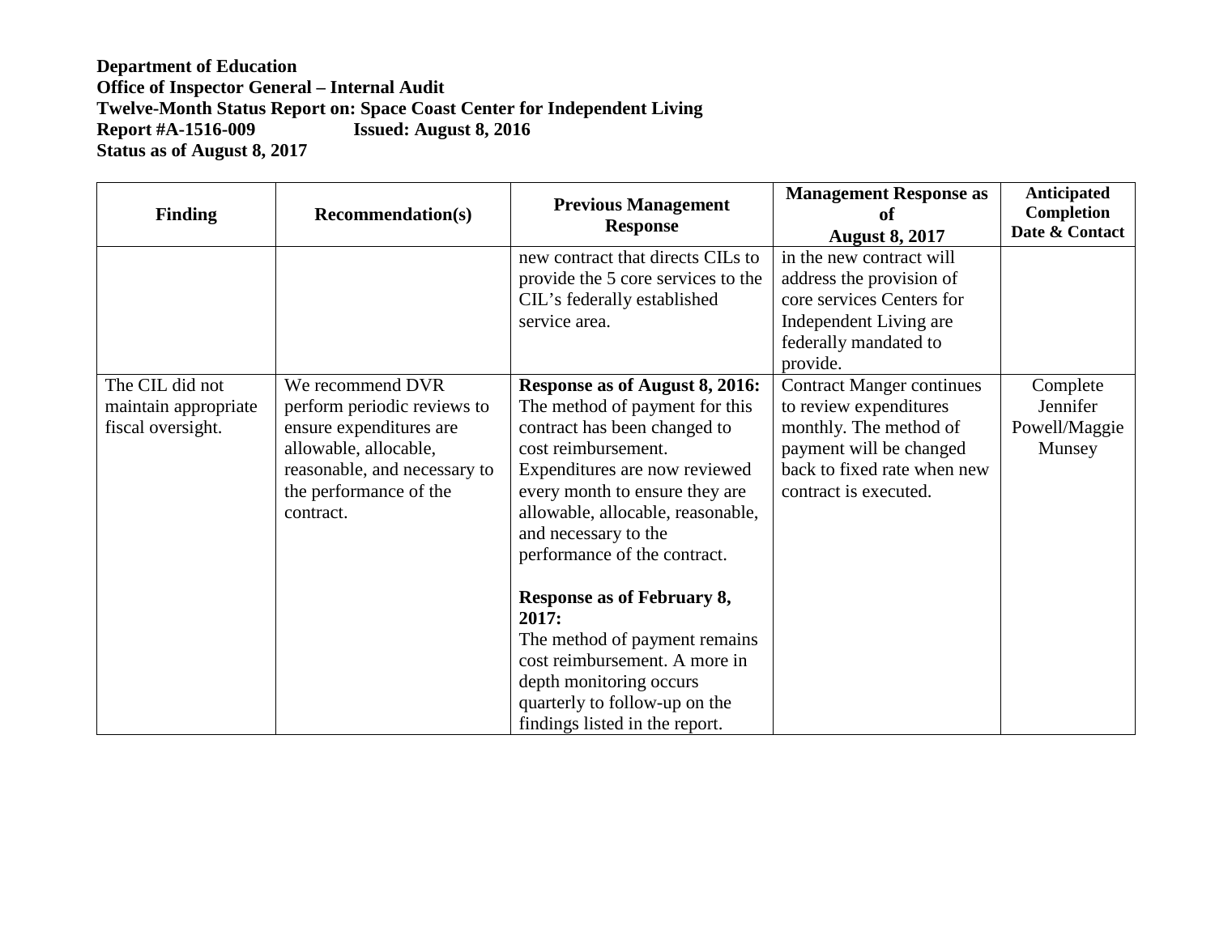**Department of Education**
**Office of Inspector General – Internal Audit**
**Twelve-Month Status Report on: Space Coast Center for Independent Living**
**Report #A-1516-009 Issued: August 8, 2016**
**Status as of August 8, 2017**

| Finding | Recommendation(s) | Previous Management Response | Management Response as of August 8, 2017 | Anticipated Completion Date & Contact |
|---|---|---|---|---|
| | | new contract that directs CILs to provide the 5 core services to the CIL's federally established service area. | in the new contract will address the provision of core services Centers for Independent Living are federally mandated to provide. | |
| The CIL did not maintain appropriate fiscal oversight. | We recommend DVR perform periodic reviews to ensure expenditures are allowable, allocable, reasonable, and necessary to the performance of the contract. | **Response as of August 8, 2016:** The method of payment for this contract has been changed to cost reimbursement. Expenditures are now reviewed every month to ensure they are allowable, allocable, reasonable, and necessary to the performance of the contract.<br><br>**Response as of February 8, 2017:** The method of payment remains cost reimbursement. A more in depth monitoring occurs quarterly to follow-up on the findings listed in the report. | Contract Manger continues to review expenditures monthly. The method of payment will be changed back to fixed rate when new contract is executed. | Complete Jennifer Powell/Maggie Munsey |